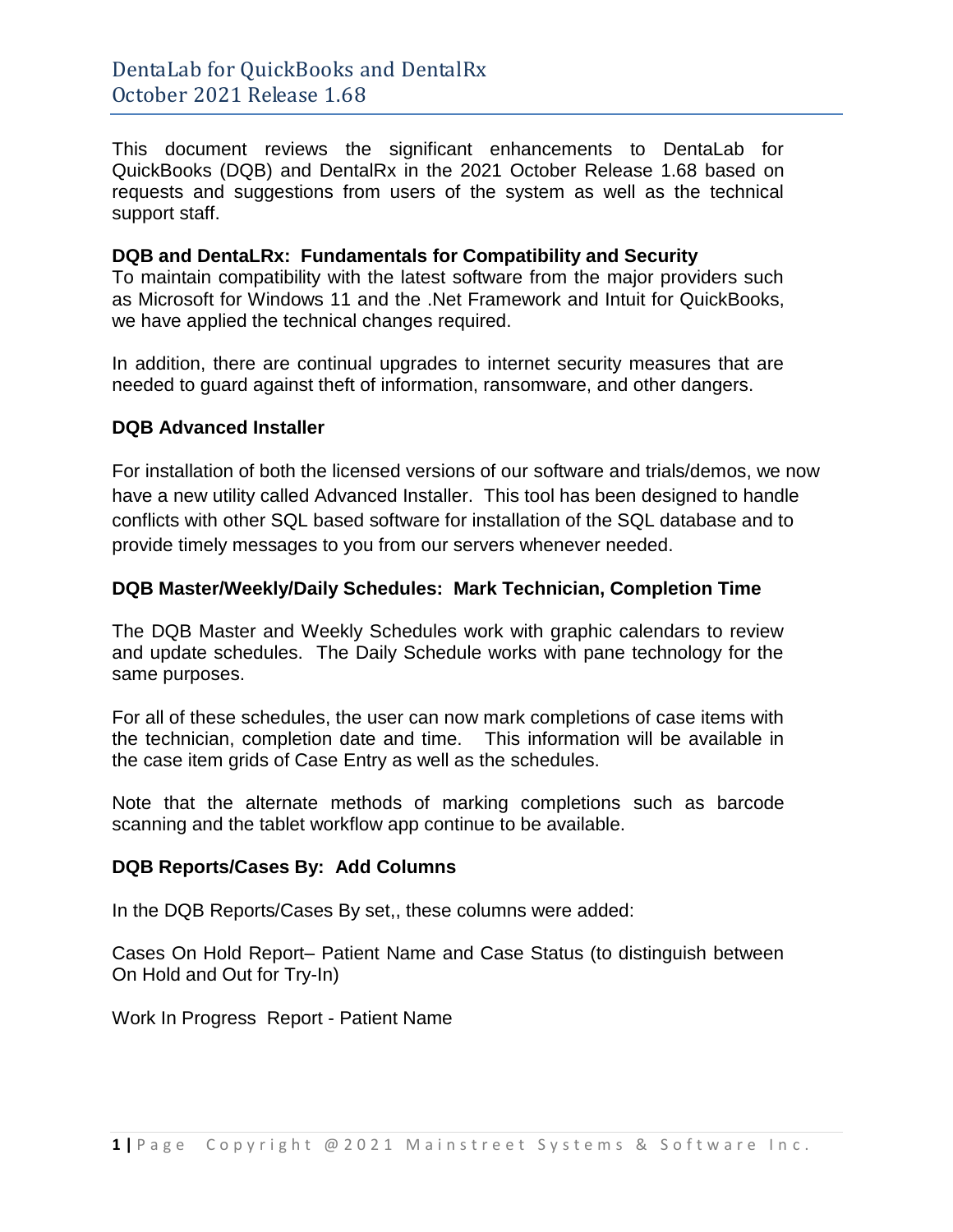# DentaLab for QuickBooks and DentalRx
## October 2021 Release 1.68

This document reviews the significant enhancements to DentaLab for QuickBooks (DQB) and DentalRx in the 2021 October Release 1.68 based on requests and suggestions from users of the system as well as the technical support staff.

### DQB and DentaLRx: Fundamentals for Compatibility and Security

To maintain compatibility with the latest software from the major providers such as Microsoft for Windows 11 and the .Net Framework and Intuit for QuickBooks, we have applied the technical changes required.

In addition, there are continual upgrades to internet security measures that are needed to guard against theft of information, ransomware, and other dangers.

### DQB Advanced Installer

For installation of both the licensed versions of our software and trials/demos, we now have a new utility called Advanced Installer. This tool has been designed to handle conflicts with other SQL based software for installation of the SQL database and to provide timely messages to you from our servers whenever needed.

### DQB Master/Weekly/Daily Schedules: Mark Technician, Completion Time

The DQB Master and Weekly Schedules work with graphic calendars to review and update schedules. The Daily Schedule works with pane technology for the same purposes.

For all of these schedules, the user can now mark completions of case items with the technician, completion date and time. This information will be available in the case item grids of Case Entry as well as the schedules.

Note that the alternate methods of marking completions such as barcode scanning and the tablet workflow app continue to be available.

### DQB Reports/Cases By: Add Columns

In the DQB Reports/Cases By set,, these columns were added:

Cases On Hold Report– Patient Name and Case Status (to distinguish between On Hold and Out for Try-In)

Work In Progress Report - Patient Name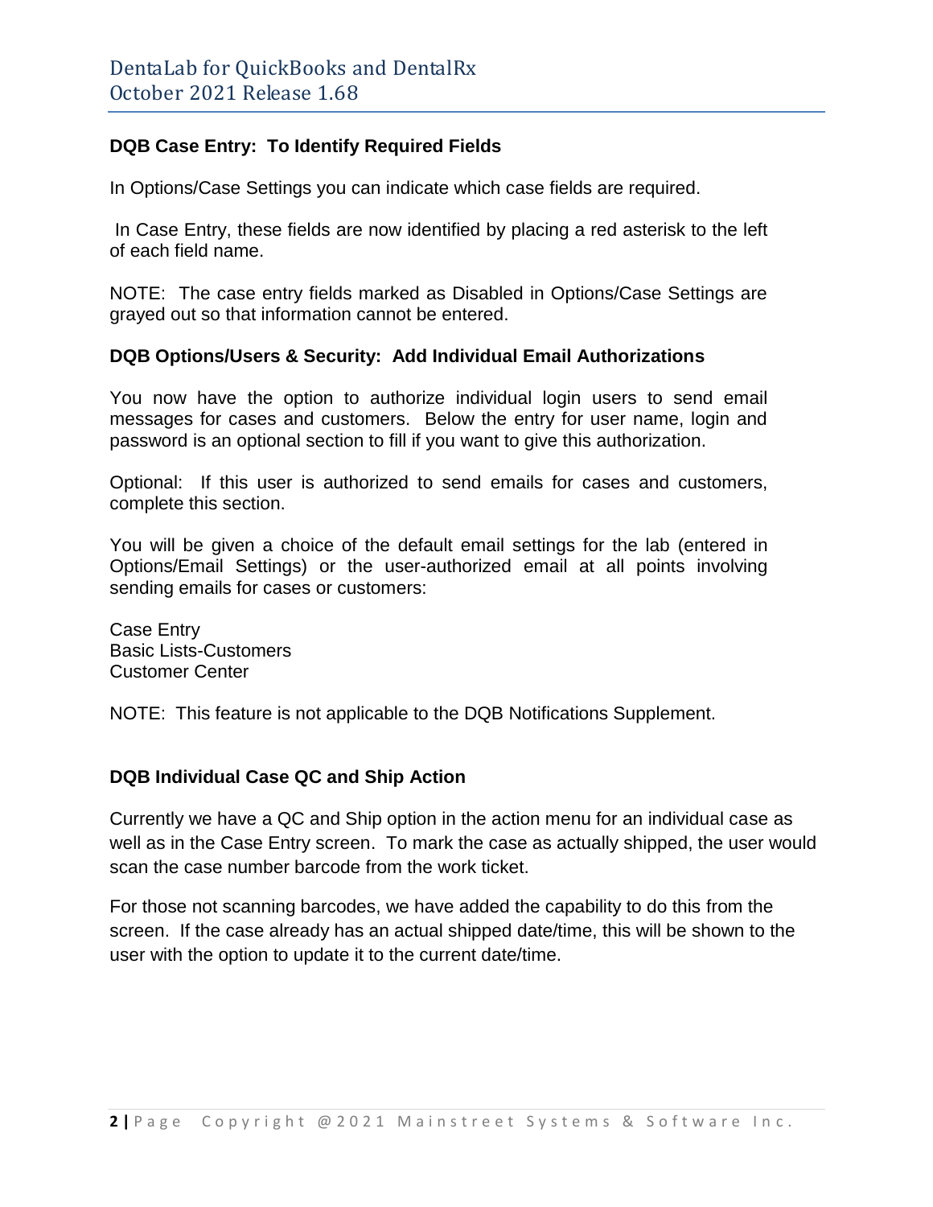### DQB Case Entry: To Identify Required Fields

In Options/Case Settings you can indicate which case fields are required.

In Case Entry, these fields are now identified by placing a red asterisk to the left of each field name.

NOTE: The case entry fields marked as Disabled in Options/Case Settings are grayed out so that information cannot be entered.

### DQB Options/Users & Security: Add Individual Email Authorizations

You now have the option to authorize individual login users to send email messages for cases and customers. Below the entry for user name, login and password is an optional section to fill if you want to give this authorization.

Optional: If this user is authorized to send emails for cases and customers, complete this section.

You will be given a choice of the default email settings for the lab (entered in Options/Email Settings) or the user-authorized email at all points involving sending emails for cases or customers:

Case Entry
Basic Lists-Customers
Customer Center

NOTE: This feature is not applicable to the DQB Notifications Supplement.

### DQB Individual Case QC and Ship Action

Currently we have a QC and Ship option in the action menu for an individual case as well as in the Case Entry screen. To mark the case as actually shipped, the user would scan the case number barcode from the work ticket.

For those not scanning barcodes, we have added the capability to do this from the screen. If the case already has an actual shipped date/time, this will be shown to the user with the option to update it to the current date/time.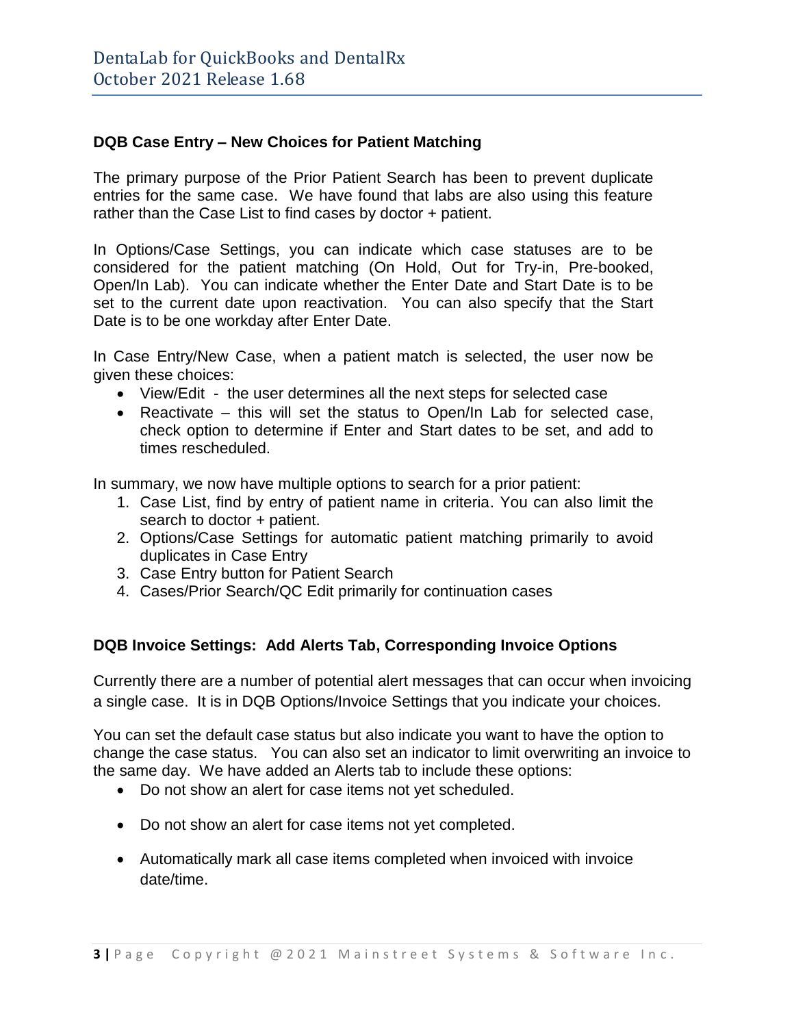### DQB Case Entry – New Choices for Patient Matching

The primary purpose of the Prior Patient Search has been to prevent duplicate entries for the same case. We have found that labs are also using this feature rather than the Case List to find cases by doctor + patient.

In Options/Case Settings, you can indicate which case statuses are to be considered for the patient matching (On Hold, Out for Try-in, Pre-booked, Open/In Lab). You can indicate whether the Enter Date and Start Date is to be set to the current date upon reactivation. You can also specify that the Start Date is to be one workday after Enter Date.

In Case Entry/New Case, when a patient match is selected, the user now be given these choices:

- View/Edit - the user determines all the next steps for selected case
- Reactivate – this will set the status to Open/In Lab for selected case, check option to determine if Enter and Start dates to be set, and add to times rescheduled.

In summary, we now have multiple options to search for a prior patient:

1. Case List, find by entry of patient name in criteria. You can also limit the search to doctor + patient.
2. Options/Case Settings for automatic patient matching primarily to avoid duplicates in Case Entry
3. Case Entry button for Patient Search
4. Cases/Prior Search/QC Edit primarily for continuation cases

### DQB Invoice Settings: Add Alerts Tab, Corresponding Invoice Options

Currently there are a number of potential alert messages that can occur when invoicing a single case. It is in DQB Options/Invoice Settings that you indicate your choices.

You can set the default case status but also indicate you want to have the option to change the case status. You can also set an indicator to limit overwriting an invoice to the same day. We have added an Alerts tab to include these options:

- Do not show an alert for case items not yet scheduled.
- Do not show an alert for case items not yet completed.
- Automatically mark all case items completed when invoiced with invoice date/time.